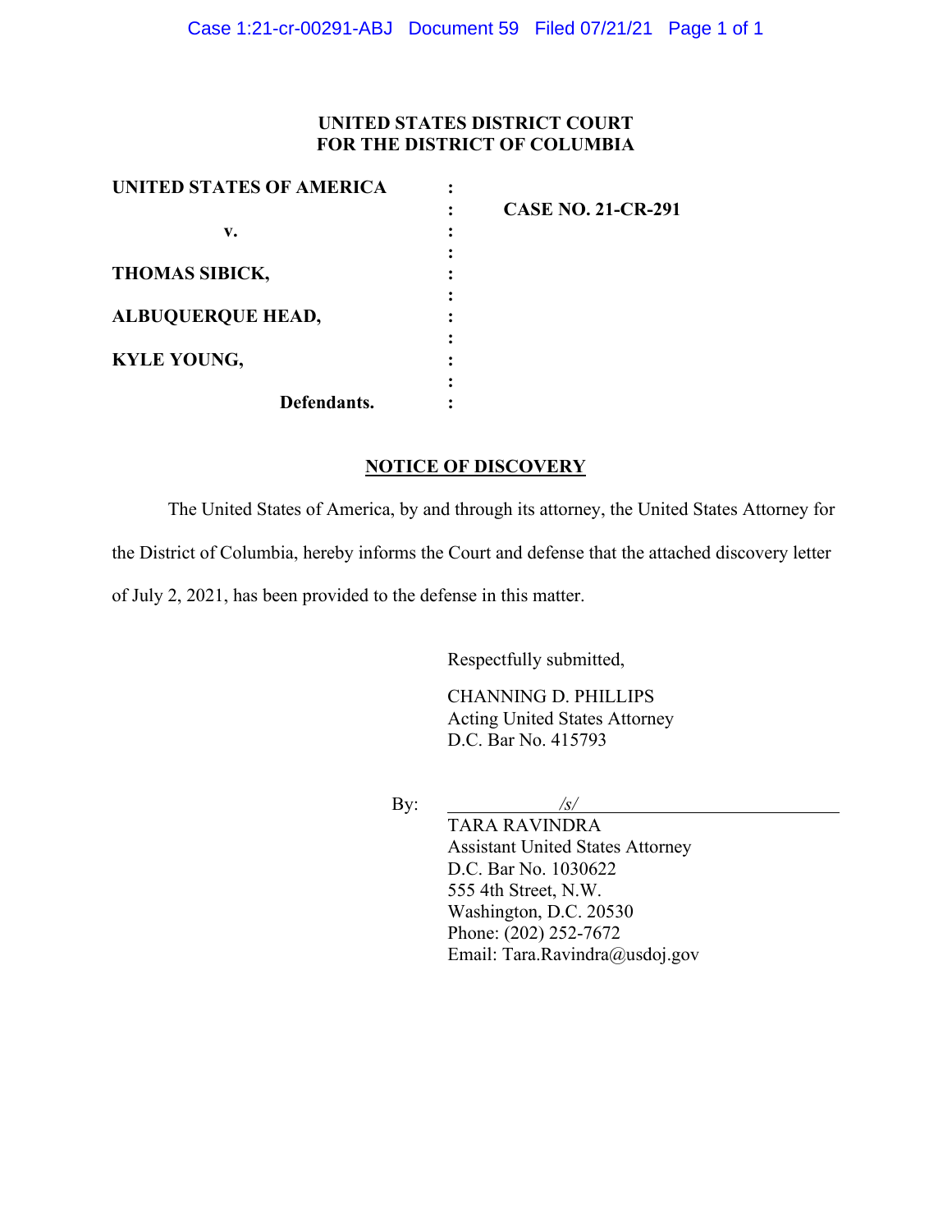**UNITED STATES DISTRICT COURT**
**FOR THE DISTRICT OF COLUMBIA**

| | | |
|---|---|---|
| **UNITED STATES OF AMERICA** | : | |
| | : | **CASE NO. 21-CR-291** |
| **v.** | : | |
| | : | |
| **THOMAS SIBICK,** | : | |
| | : | |
| **ALBUQUERQUE HEAD,** | : | |
| | : | |
| **KYLE YOUNG,** | : | |
| | : | |
| **Defendants.** | : | |

**NOTICE OF DISCOVERY**

The United States of America, by and through its attorney, the United States Attorney for the District of Columbia, hereby informs the Court and defense that the attached discovery letter of July 2, 2021, has been provided to the defense in this matter.

Respectfully submitted,

CHANNING D. PHILLIPS
Acting United States Attorney
D.C. Bar No. 415793

By: /s/
TARA RAVINDRA
Assistant United States Attorney
D.C. Bar No. 1030622
555 4th Street, N.W.
Washington, D.C. 20530
Phone: (202) 252-7672
Email: Tara.Ravindra@usdoj.gov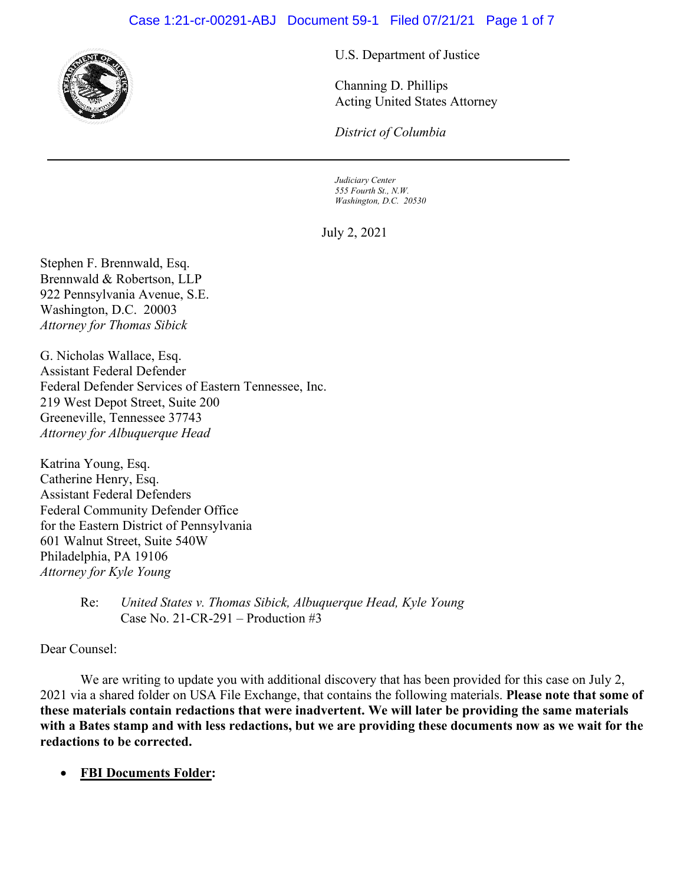U.S. Department of Justice

Channing D. Phillips
Acting United States Attorney

*District of Columbia*

---

*Judiciary Center*
*555 Fourth St., N.W.*
*Washington, D.C. 20530*

July 2, 2021

Stephen F. Brennwald, Esq.
Brennwald & Robertson, LLP
922 Pennsylvania Avenue, S.E.
Washington, D.C. 20003
*Attorney for Thomas Sibick*

G. Nicholas Wallace, Esq.
Assistant Federal Defender
Federal Defender Services of Eastern Tennessee, Inc.
219 West Depot Street, Suite 200
Greeneville, Tennessee 37743
*Attorney for Albuquerque Head*

Katrina Young, Esq.
Catherine Henry, Esq.
Assistant Federal Defenders
Federal Community Defender Office
for the Eastern District of Pennsylvania
601 Walnut Street, Suite 540W
Philadelphia, PA 19106
*Attorney for Kyle Young*

Re: *United States v. Thomas Sibick, Albuquerque Head, Kyle Young*
Case No. 21-CR-291 – Production #3

Dear Counsel:

We are writing to update you with additional discovery that has been provided for this case on July 2, 2021 via a shared folder on USA File Exchange, that contains the following materials. **Please note that some of these materials contain redactions that were inadvertent. We will later be providing the same materials with a Bates stamp and with less redactions, but we are providing these documents now as we wait for the redactions to be corrected.**

- **FBI Documents Folder:**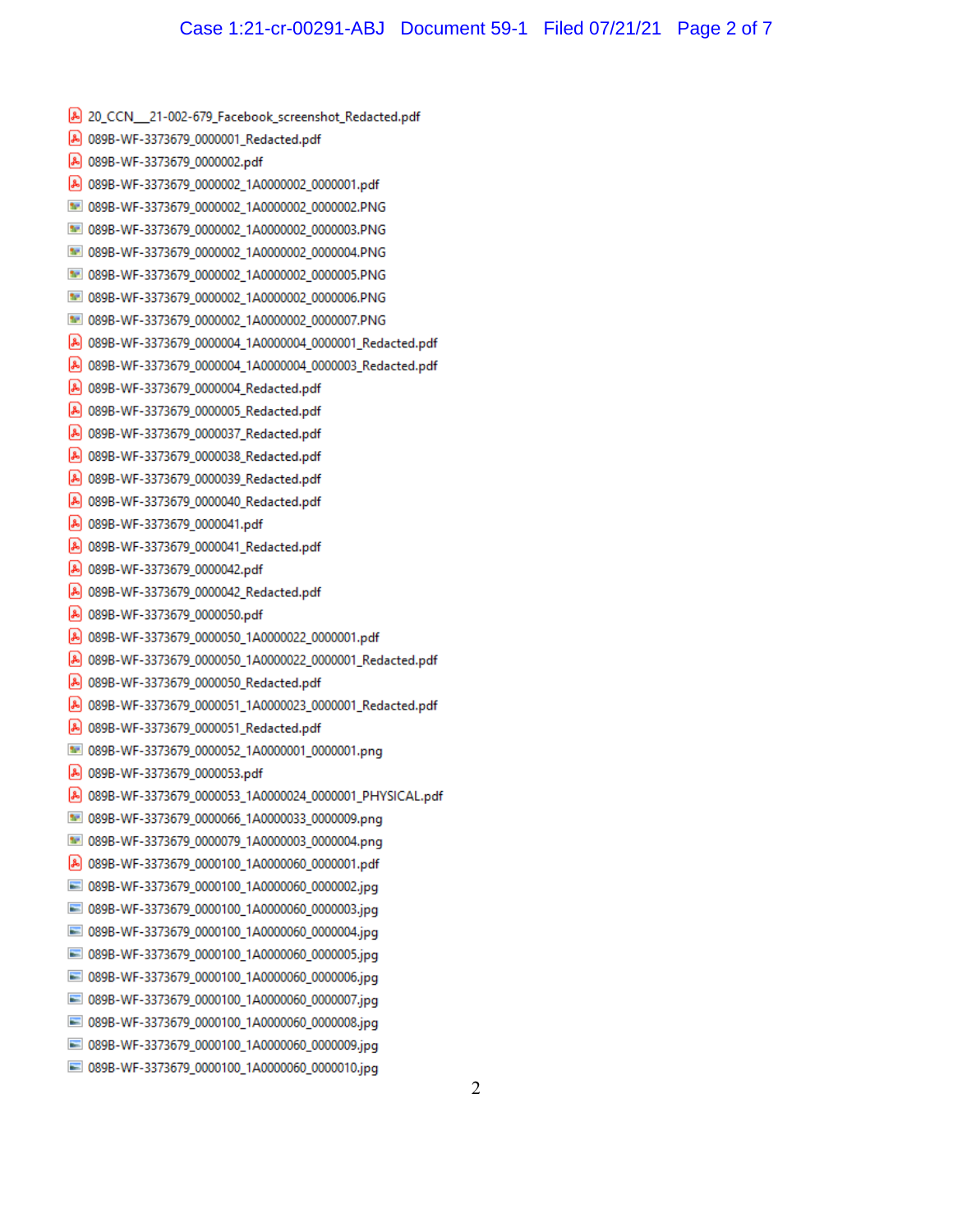- 20_CCN__21-002-679_Facebook_screenshot_Redacted.pdf
- 089B-WF-3373679_0000001_Redacted.pdf
- 089B-WF-3373679_0000002.pdf
- 089B-WF-3373679_0000002_1A0000002_0000001.pdf
- 089B-WF-3373679_0000002_1A0000002_0000002.PNG
- 089B-WF-3373679_0000002_1A0000002_0000003.PNG
- 089B-WF-3373679_0000002_1A0000002_0000004.PNG
- 089B-WF-3373679_0000002_1A0000002_0000005.PNG
- 089B-WF-3373679_0000002_1A0000002_0000006.PNG
- 089B-WF-3373679_0000002_1A0000002_0000007.PNG
- 089B-WF-3373679_0000004_1A0000004_0000001_Redacted.pdf
- 089B-WF-3373679_0000004_1A0000004_0000003_Redacted.pdf
- 089B-WF-3373679_0000004_Redacted.pdf
- 089B-WF-3373679_0000005_Redacted.pdf
- 089B-WF-3373679_0000037_Redacted.pdf
- 089B-WF-3373679_0000038_Redacted.pdf
- 089B-WF-3373679_0000039_Redacted.pdf
- 089B-WF-3373679_0000040_Redacted.pdf
- 089B-WF-3373679_0000041.pdf
- 089B-WF-3373679_0000041_Redacted.pdf
- 089B-WF-3373679_0000042.pdf
- 089B-WF-3373679_0000042_Redacted.pdf
- 089B-WF-3373679_0000050.pdf
- 089B-WF-3373679_0000050_1A0000022_0000001.pdf
- 089B-WF-3373679_0000050_1A0000022_0000001_Redacted.pdf
- 089B-WF-3373679_0000050_Redacted.pdf
- 089B-WF-3373679_0000051_1A0000023_0000001_Redacted.pdf
- 089B-WF-3373679_0000051_Redacted.pdf
- 089B-WF-3373679_0000052_1A0000001_0000001.png
- 089B-WF-3373679_0000053.pdf
- 089B-WF-3373679_0000053_1A0000024_0000001_PHYSICAL.pdf
- 089B-WF-3373679_0000066_1A0000033_0000009.png
- 089B-WF-3373679_0000079_1A0000003_0000004.png
- 089B-WF-3373679_0000100_1A0000060_0000001.pdf
- 089B-WF-3373679_0000100_1A0000060_0000002.jpg
- 089B-WF-3373679_0000100_1A0000060_0000003.jpg
- 089B-WF-3373679_0000100_1A0000060_0000004.jpg
- 089B-WF-3373679_0000100_1A0000060_0000005.jpg
- 089B-WF-3373679_0000100_1A0000060_0000006.jpg
- 089B-WF-3373679_0000100_1A0000060_0000007.jpg
- 089B-WF-3373679_0000100_1A0000060_0000008.jpg
- 089B-WF-3373679_0000100_1A0000060_0000009.jpg
- 089B-WF-3373679_0000100_1A0000060_0000010.jpg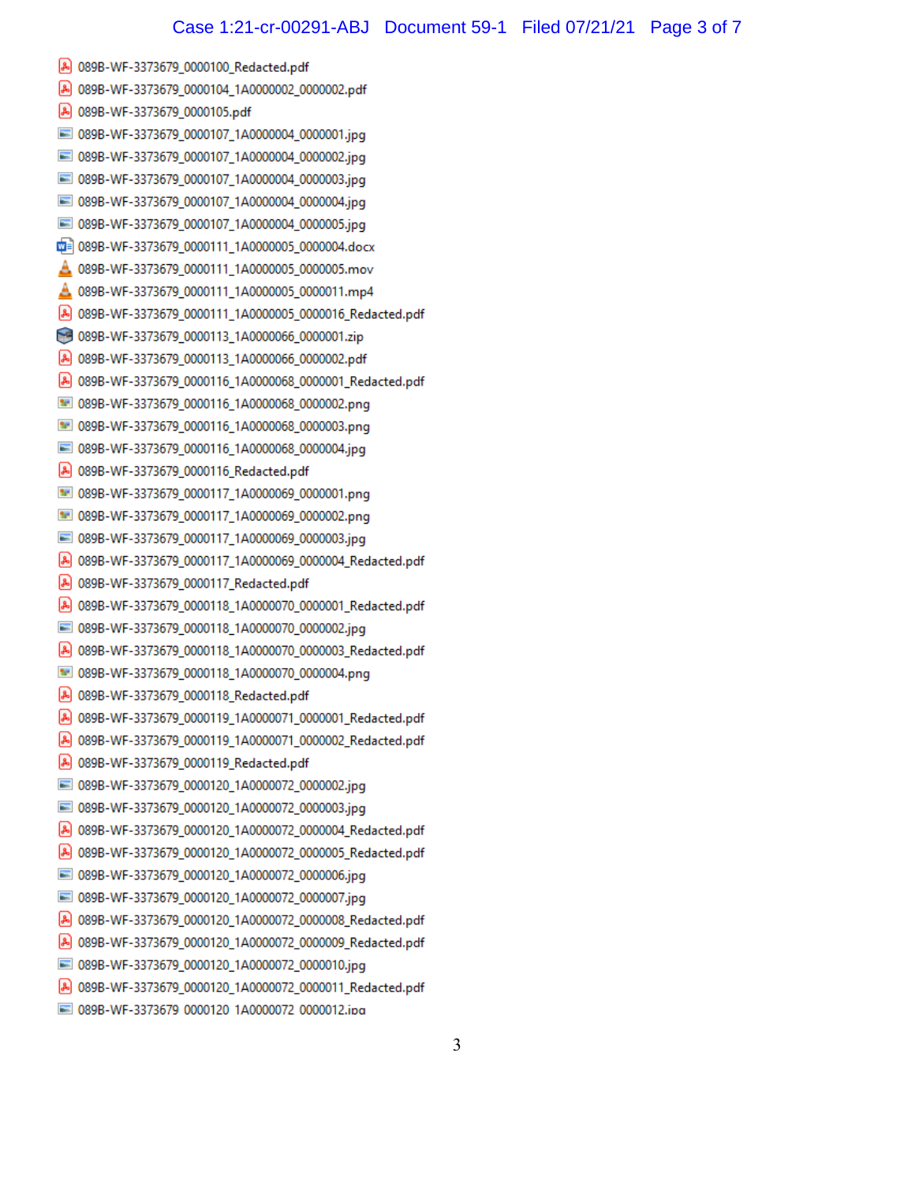089B-WF-3373679_0000100_Redacted.pdf
089B-WF-3373679_0000104_1A0000002_0000002.pdf
089B-WF-3373679_0000105.pdf
089B-WF-3373679_0000107_1A0000004_0000001.jpg
089B-WF-3373679_0000107_1A0000004_0000002.jpg
089B-WF-3373679_0000107_1A0000004_0000003.jpg
089B-WF-3373679_0000107_1A0000004_0000004.jpg
089B-WF-3373679_0000107_1A0000004_0000005.jpg
089B-WF-3373679_0000111_1A0000005_0000004.docx
089B-WF-3373679_0000111_1A0000005_0000005.mov
089B-WF-3373679_0000111_1A0000005_0000011.mp4
089B-WF-3373679_0000111_1A0000005_0000016_Redacted.pdf
089B-WF-3373679_0000113_1A0000066_0000001.zip
089B-WF-3373679_0000113_1A0000066_0000002.pdf
089B-WF-3373679_0000116_1A0000068_0000001_Redacted.pdf
089B-WF-3373679_0000116_1A0000068_0000002.png
089B-WF-3373679_0000116_1A0000068_0000003.png
089B-WF-3373679_0000116_1A0000068_0000004.jpg
089B-WF-3373679_0000116_Redacted.pdf
089B-WF-3373679_0000117_1A0000069_0000001.png
089B-WF-3373679_0000117_1A0000069_0000002.png
089B-WF-3373679_0000117_1A0000069_0000003.jpg
089B-WF-3373679_0000117_1A0000069_0000004_Redacted.pdf
089B-WF-3373679_0000117_Redacted.pdf
089B-WF-3373679_0000118_1A0000070_0000001_Redacted.pdf
089B-WF-3373679_0000118_1A0000070_0000002.jpg
089B-WF-3373679_0000118_1A0000070_0000003_Redacted.pdf
089B-WF-3373679_0000118_1A0000070_0000004.png
089B-WF-3373679_0000118_Redacted.pdf
089B-WF-3373679_0000119_1A0000071_0000001_Redacted.pdf
089B-WF-3373679_0000119_1A0000071_0000002_Redacted.pdf
089B-WF-3373679_0000119_Redacted.pdf
089B-WF-3373679_0000120_1A0000072_0000002.jpg
089B-WF-3373679_0000120_1A0000072_0000003.jpg
089B-WF-3373679_0000120_1A0000072_0000004_Redacted.pdf
089B-WF-3373679_0000120_1A0000072_0000005_Redacted.pdf
089B-WF-3373679_0000120_1A0000072_0000006.jpg
089B-WF-3373679_0000120_1A0000072_0000007.jpg
089B-WF-3373679_0000120_1A0000072_0000008_Redacted.pdf
089B-WF-3373679_0000120_1A0000072_0000009_Redacted.pdf
089B-WF-3373679_0000120_1A0000072_0000010.jpg
089B-WF-3373679_0000120_1A0000072_0000011_Redacted.pdf
089B-WF-3373679_0000120_1A0000072_0000012.jpg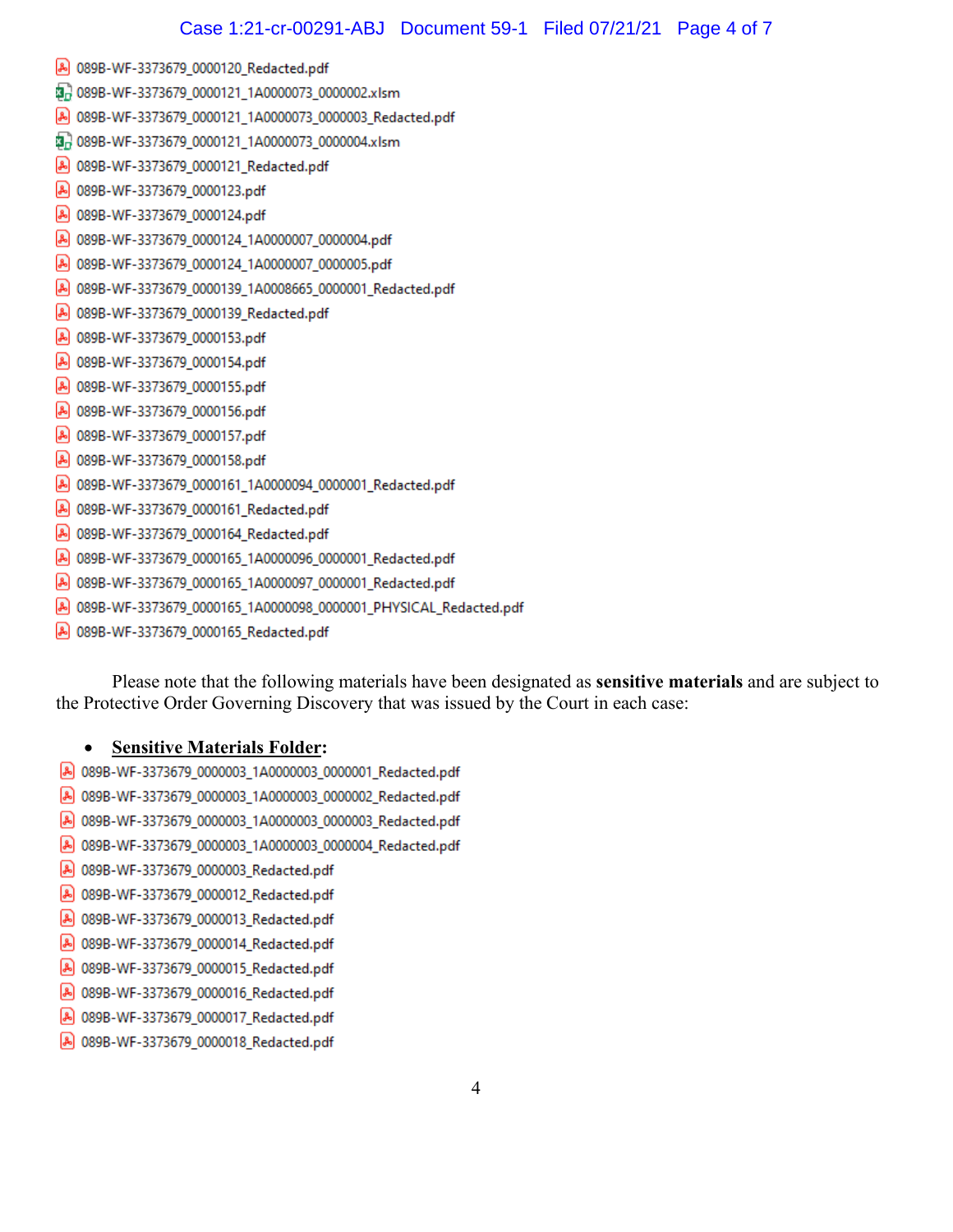- 089B-WF-3373679_0000120_Redacted.pdf
- 089B-WF-3373679_0000121_1A0000073_0000002.xlsm
- 089B-WF-3373679_0000121_1A0000073_0000003_Redacted.pdf
- 089B-WF-3373679_0000121_1A0000073_0000004.xlsm
- 089B-WF-3373679_0000121_Redacted.pdf
- 089B-WF-3373679_0000123.pdf
- 089B-WF-3373679_0000124.pdf
- 089B-WF-3373679_0000124_1A0000007_0000004.pdf
- 089B-WF-3373679_0000124_1A0000007_0000005.pdf
- 089B-WF-3373679_0000139_1A0008665_0000001_Redacted.pdf
- 089B-WF-3373679_0000139_Redacted.pdf
- 089B-WF-3373679_0000153.pdf
- 089B-WF-3373679_0000154.pdf
- 089B-WF-3373679_0000155.pdf
- 089B-WF-3373679_0000156.pdf
- 089B-WF-3373679_0000157.pdf
- 089B-WF-3373679_0000158.pdf
- 089B-WF-3373679_0000161_1A0000094_0000001_Redacted.pdf
- 089B-WF-3373679_0000161_Redacted.pdf
- 089B-WF-3373679_0000164_Redacted.pdf
- 089B-WF-3373679_0000165_1A0000096_0000001_Redacted.pdf
- 089B-WF-3373679_0000165_1A0000097_0000001_Redacted.pdf
- 089B-WF-3373679_0000165_1A0000098_0000001_PHYSICAL_Redacted.pdf
- 089B-WF-3373679_0000165_Redacted.pdf

Please note that the following materials have been designated as **sensitive materials** and are subject to the Protective Order Governing Discovery that was issued by the Court in each case:

- **Sensitive Materials Folder:**

- 089B-WF-3373679_0000003_1A0000003_0000001_Redacted.pdf
- 089B-WF-3373679_0000003_1A0000003_0000002_Redacted.pdf
- 089B-WF-3373679_0000003_1A0000003_0000003_Redacted.pdf
- 089B-WF-3373679_0000003_1A0000003_0000004_Redacted.pdf
- 089B-WF-3373679_0000003_Redacted.pdf
- 089B-WF-3373679_0000012_Redacted.pdf
- 089B-WF-3373679_0000013_Redacted.pdf
- 089B-WF-3373679_0000014_Redacted.pdf
- 089B-WF-3373679_0000015_Redacted.pdf
- 089B-WF-3373679_0000016_Redacted.pdf
- 089B-WF-3373679_0000017_Redacted.pdf
- 089B-WF-3373679_0000018_Redacted.pdf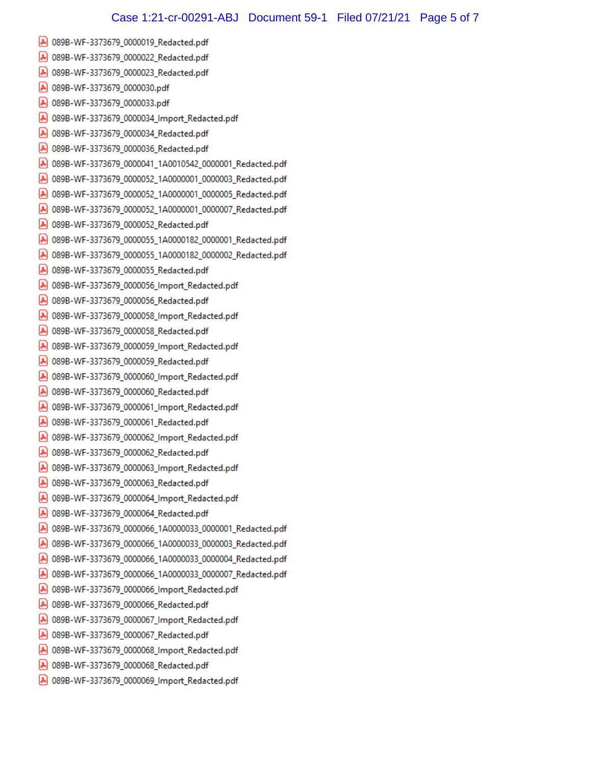- 089B-WF-3373679_0000019_Redacted.pdf
- 089B-WF-3373679_0000022_Redacted.pdf
- 089B-WF-3373679_0000023_Redacted.pdf
- 089B-WF-3373679_0000030.pdf
- 089B-WF-3373679_0000033.pdf
- 089B-WF-3373679_0000034_Import_Redacted.pdf
- 089B-WF-3373679_0000034_Redacted.pdf
- 089B-WF-3373679_0000036_Redacted.pdf
- 089B-WF-3373679_0000041_1A0010542_0000001_Redacted.pdf
- 089B-WF-3373679_0000052_1A0000001_0000003_Redacted.pdf
- 089B-WF-3373679_0000052_1A0000001_0000005_Redacted.pdf
- 089B-WF-3373679_0000052_1A0000001_0000007_Redacted.pdf
- 089B-WF-3373679_0000052_Redacted.pdf
- 089B-WF-3373679_0000055_1A0000182_0000001_Redacted.pdf
- 089B-WF-3373679_0000055_1A0000182_0000002_Redacted.pdf
- 089B-WF-3373679_0000055_Redacted.pdf
- 089B-WF-3373679_0000056_Import_Redacted.pdf
- 089B-WF-3373679_0000056_Redacted.pdf
- 089B-WF-3373679_0000058_Import_Redacted.pdf
- 089B-WF-3373679_0000058_Redacted.pdf
- 089B-WF-3373679_0000059_Import_Redacted.pdf
- 089B-WF-3373679_0000059_Redacted.pdf
- 089B-WF-3373679_0000060_Import_Redacted.pdf
- 089B-WF-3373679_0000060_Redacted.pdf
- 089B-WF-3373679_0000061_Import_Redacted.pdf
- 089B-WF-3373679_0000061_Redacted.pdf
- 089B-WF-3373679_0000062_Import_Redacted.pdf
- 089B-WF-3373679_0000062_Redacted.pdf
- 089B-WF-3373679_0000063_Import_Redacted.pdf
- 089B-WF-3373679_0000063_Redacted.pdf
- 089B-WF-3373679_0000064_Import_Redacted.pdf
- 089B-WF-3373679_0000064_Redacted.pdf
- 089B-WF-3373679_0000066_1A0000033_0000001_Redacted.pdf
- 089B-WF-3373679_0000066_1A0000033_0000003_Redacted.pdf
- 089B-WF-3373679_0000066_1A0000033_0000004_Redacted.pdf
- 089B-WF-3373679_0000066_1A0000033_0000007_Redacted.pdf
- 089B-WF-3373679_0000066_Import_Redacted.pdf
- 089B-WF-3373679_0000066_Redacted.pdf
- 089B-WF-3373679_0000067_Import_Redacted.pdf
- 089B-WF-3373679_0000067_Redacted.pdf
- 089B-WF-3373679_0000068_Import_Redacted.pdf
- 089B-WF-3373679_0000068_Redacted.pdf
- 089B-WF-3373679_0000069_Import_Redacted.pdf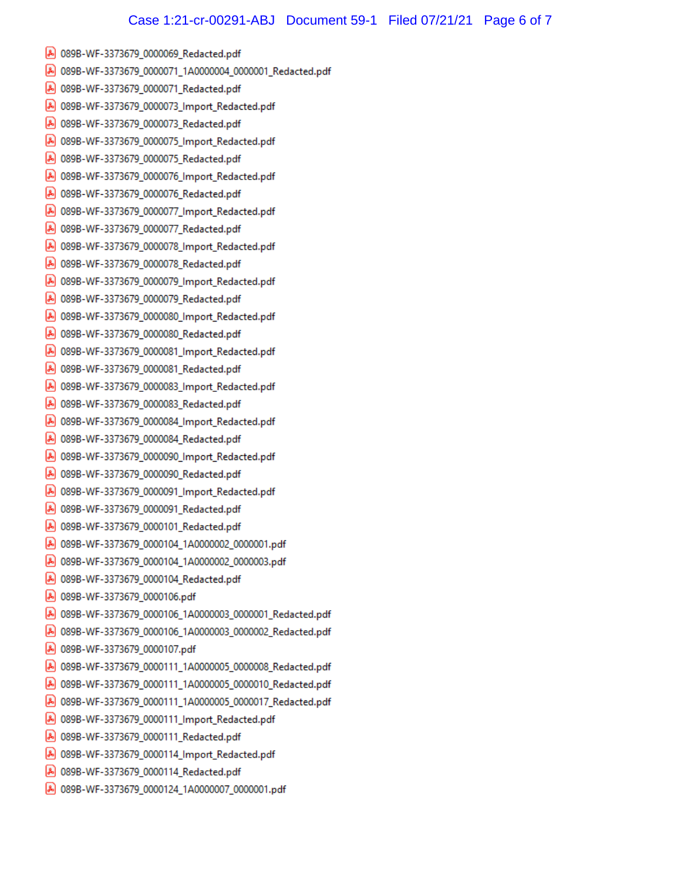- 089B-WF-3373679_0000069_Redacted.pdf
- 089B-WF-3373679_0000071_1A0000004_0000001_Redacted.pdf
- 089B-WF-3373679_0000071_Redacted.pdf
- 089B-WF-3373679_0000073_Import_Redacted.pdf
- 089B-WF-3373679_0000073_Redacted.pdf
- 089B-WF-3373679_0000075_Import_Redacted.pdf
- 089B-WF-3373679_0000075_Redacted.pdf
- 089B-WF-3373679_0000076_Import_Redacted.pdf
- 089B-WF-3373679_0000076_Redacted.pdf
- 089B-WF-3373679_0000077_Import_Redacted.pdf
- 089B-WF-3373679_0000077_Redacted.pdf
- 089B-WF-3373679_0000078_Import_Redacted.pdf
- 089B-WF-3373679_0000078_Redacted.pdf
- 089B-WF-3373679_0000079_Import_Redacted.pdf
- 089B-WF-3373679_0000079_Redacted.pdf
- 089B-WF-3373679_0000080_Import_Redacted.pdf
- 089B-WF-3373679_0000080_Redacted.pdf
- 089B-WF-3373679_0000081_Import_Redacted.pdf
- 089B-WF-3373679_0000081_Redacted.pdf
- 089B-WF-3373679_0000083_Import_Redacted.pdf
- 089B-WF-3373679_0000083_Redacted.pdf
- 089B-WF-3373679_0000084_Import_Redacted.pdf
- 089B-WF-3373679_0000084_Redacted.pdf
- 089B-WF-3373679_0000090_Import_Redacted.pdf
- 089B-WF-3373679_0000090_Redacted.pdf
- 089B-WF-3373679_0000091_Import_Redacted.pdf
- 089B-WF-3373679_0000091_Redacted.pdf
- 089B-WF-3373679_0000101_Redacted.pdf
- 089B-WF-3373679_0000104_1A0000002_0000001.pdf
- 089B-WF-3373679_0000104_1A0000002_0000003.pdf
- 089B-WF-3373679_0000104_Redacted.pdf
- 089B-WF-3373679_0000106.pdf
- 089B-WF-3373679_0000106_1A0000003_0000001_Redacted.pdf
- 089B-WF-3373679_0000106_1A0000003_0000002_Redacted.pdf
- 089B-WF-3373679_0000107.pdf
- 089B-WF-3373679_0000111_1A0000005_0000008_Redacted.pdf
- 089B-WF-3373679_0000111_1A0000005_0000010_Redacted.pdf
- 089B-WF-3373679_0000111_1A0000005_0000017_Redacted.pdf
- 089B-WF-3373679_0000111_Import_Redacted.pdf
- 089B-WF-3373679_0000111_Redacted.pdf
- 089B-WF-3373679_0000114_Import_Redacted.pdf
- 089B-WF-3373679_0000114_Redacted.pdf
- 089B-WF-3373679_0000124_1A0000007_0000001.pdf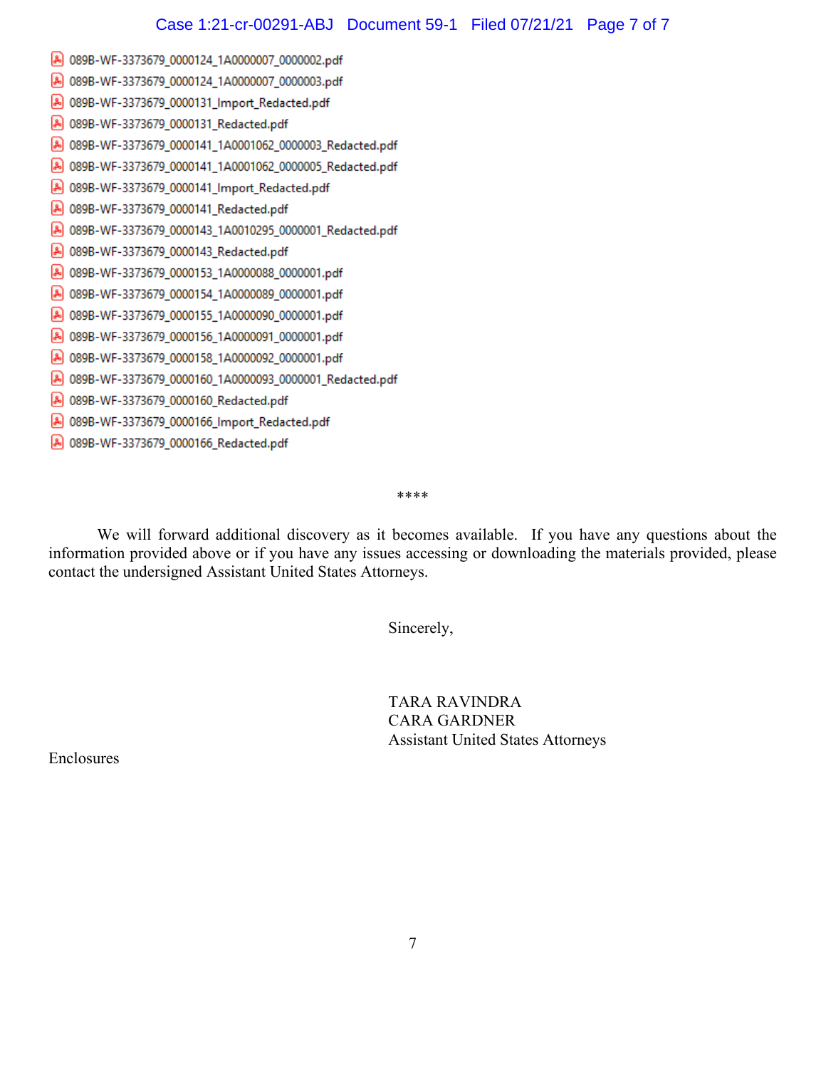- 089B-WF-3373679_0000124_1A0000007_0000002.pdf
- 089B-WF-3373679_0000124_1A0000007_0000003.pdf
- 089B-WF-3373679_0000131_Import_Redacted.pdf
- 089B-WF-3373679_0000131_Redacted.pdf
- 089B-WF-3373679_0000141_1A0001062_0000003_Redacted.pdf
- 089B-WF-3373679_0000141_1A0001062_0000005_Redacted.pdf
- 089B-WF-3373679_0000141_Import_Redacted.pdf
- 089B-WF-3373679_0000141_Redacted.pdf
- 089B-WF-3373679_0000143_1A0010295_0000001_Redacted.pdf
- 089B-WF-3373679_0000143_Redacted.pdf
- 089B-WF-3373679_0000153_1A0000088_0000001.pdf
- 089B-WF-3373679_0000154_1A0000089_0000001.pdf
- 089B-WF-3373679_0000155_1A0000090_0000001.pdf
- 089B-WF-3373679_0000156_1A0000091_0000001.pdf
- 089B-WF-3373679_0000158_1A0000092_0000001.pdf
- 089B-WF-3373679_0000160_1A0000093_0000001_Redacted.pdf
- 089B-WF-3373679_0000160_Redacted.pdf
- 089B-WF-3373679_0000166_Import_Redacted.pdf
- 089B-WF-3373679_0000166_Redacted.pdf

****

We will forward additional discovery as it becomes available. If you have any questions about the information provided above or if you have any issues accessing or downloading the materials provided, please contact the undersigned Assistant United States Attorneys.

Sincerely,

TARA RAVINDRA
CARA GARDNER
Assistant United States Attorneys

Enclosures